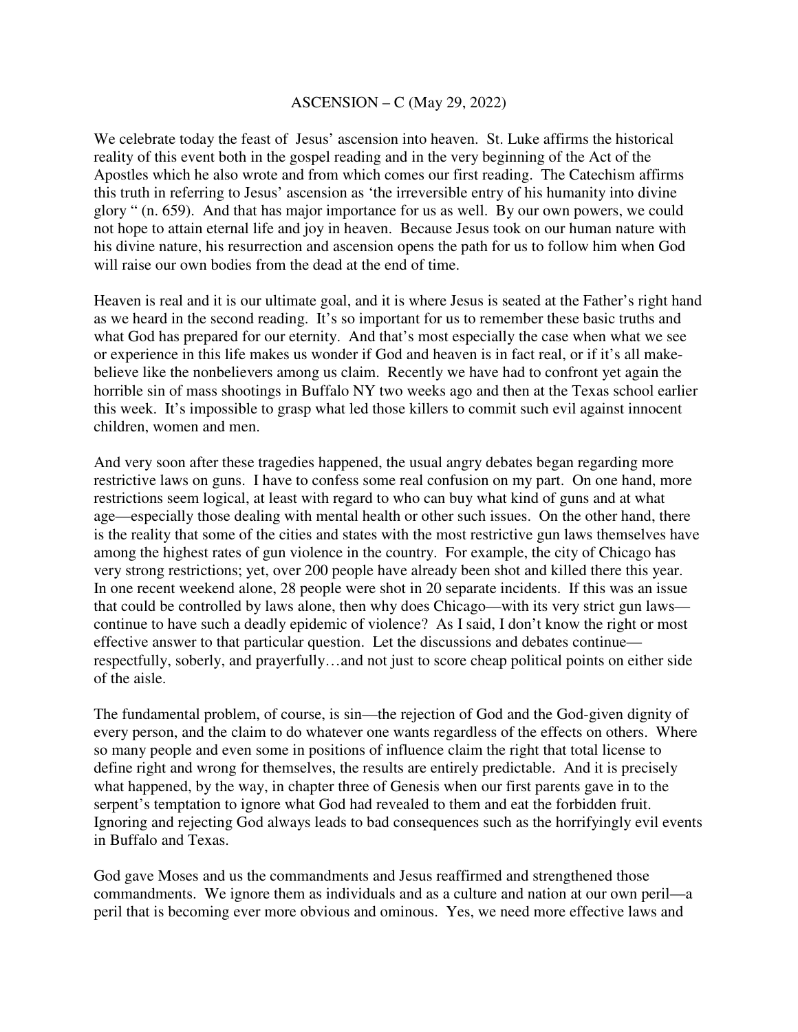# ASCENSION – C (May 29, 2022)

We celebrate today the feast of  Jesus' ascension into heaven.  St. Luke affirms the historical reality of this event both in the gospel reading and in the very beginning of the Act of the Apostles which he also wrote and from which comes our first reading.  The Catechism affirms this truth in referring to Jesus' ascension as 'the irreversible entry of his humanity into divine glory " (n. 659).  And that has major importance for us as well.  By our own powers, we could not hope to attain eternal life and joy in heaven.  Because Jesus took on our human nature with his divine nature, his resurrection and ascension opens the path for us to follow him when God will raise our own bodies from the dead at the end of time.

Heaven is real and it is our ultimate goal, and it is where Jesus is seated at the Father's right hand as we heard in the second reading.  It's so important for us to remember these basic truths and what God has prepared for our eternity.  And that's most especially the case when what we see or experience in this life makes us wonder if God and heaven is in fact real, or if it's all make-believe like the nonbelievers among us claim.  Recently we have had to confront yet again the horrible sin of mass shootings in Buffalo NY two weeks ago and then at the Texas school earlier this week.  It's impossible to grasp what led those killers to commit such evil against innocent children, women and men.

And very soon after these tragedies happened, the usual angry debates began regarding more restrictive laws on guns.  I have to confess some real confusion on my part.  On one hand, more restrictions seem logical, at least with regard to who can buy what kind of guns and at what age—especially those dealing with mental health or other such issues.  On the other hand, there is the reality that some of the cities and states with the most restrictive gun laws themselves have among the highest rates of gun violence in the country.  For example, the city of Chicago has very strong restrictions; yet, over 200 people have already been shot and killed there this year.  In one recent weekend alone, 28 people were shot in 20 separate incidents.  If this was an issue that could be controlled by laws alone, then why does Chicago—with its very strict gun laws—continue to have such a deadly epidemic of violence?  As I said, I don't know the right or most effective answer to that particular question.  Let the discussions and debates continue—respectfully, soberly, and prayerfully…and not just to score cheap political points on either side of the aisle.

The fundamental problem, of course, is sin—the rejection of God and the God-given dignity of every person, and the claim to do whatever one wants regardless of the effects on others.  Where so many people and even some in positions of influence claim the right that total license to define right and wrong for themselves, the results are entirely predictable.  And it is precisely what happened, by the way, in chapter three of Genesis when our first parents gave in to the serpent's temptation to ignore what God had revealed to them and eat the forbidden fruit.  Ignoring and rejecting God always leads to bad consequences such as the horrifyingly evil events in Buffalo and Texas.

God gave Moses and us the commandments and Jesus reaffirmed and strengthened those commandments.  We ignore them as individuals and as a culture and nation at our own peril—a peril that is becoming ever more obvious and ominous.  Yes, we need more effective laws and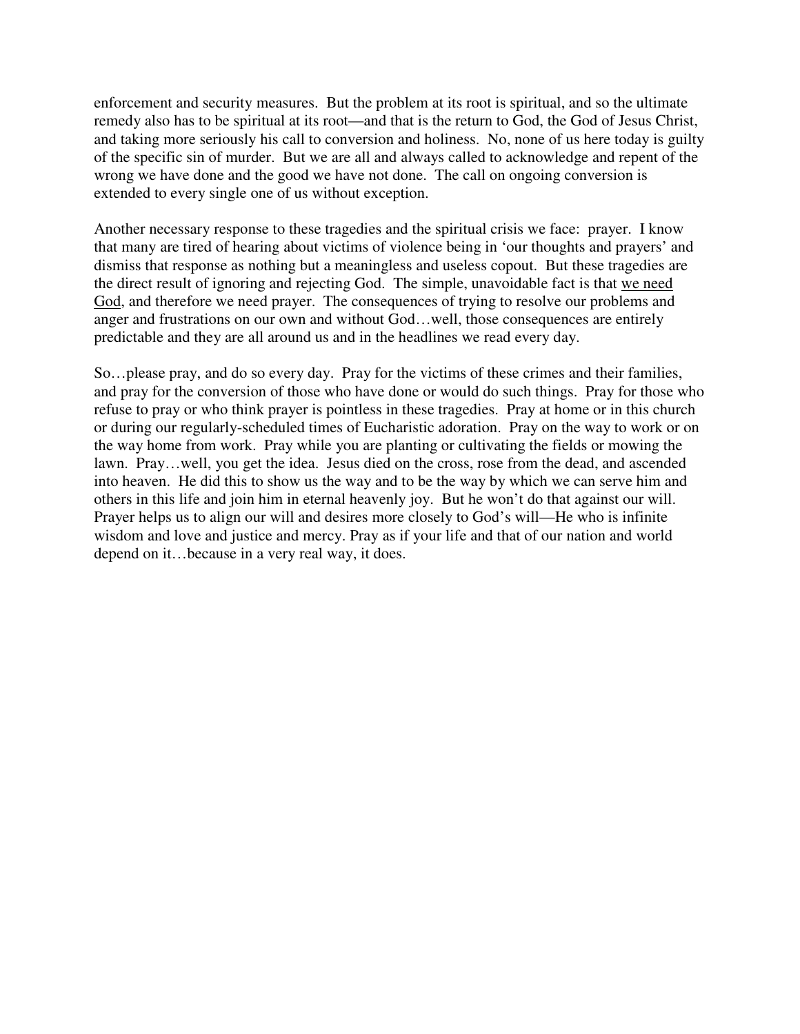enforcement and security measures. But the problem at its root is spiritual, and so the ultimate remedy also has to be spiritual at its root—and that is the return to God, the God of Jesus Christ, and taking more seriously his call to conversion and holiness. No, none of us here today is guilty of the specific sin of murder. But we are all and always called to acknowledge and repent of the wrong we have done and the good we have not done. The call on ongoing conversion is extended to every single one of us without exception.

Another necessary response to these tragedies and the spiritual crisis we face: prayer. I know that many are tired of hearing about victims of violence being in 'our thoughts and prayers' and dismiss that response as nothing but a meaningless and useless copout. But these tragedies are the direct result of ignoring and rejecting God. The simple, unavoidable fact is that <u>we need God</u>, and therefore we need prayer. The consequences of trying to resolve our problems and anger and frustrations on our own and without God…well, those consequences are entirely predictable and they are all around us and in the headlines we read every day.

So…please pray, and do so every day. Pray for the victims of these crimes and their families, and pray for the conversion of those who have done or would do such things. Pray for those who refuse to pray or who think prayer is pointless in these tragedies. Pray at home or in this church or during our regularly-scheduled times of Eucharistic adoration. Pray on the way to work or on the way home from work. Pray while you are planting or cultivating the fields or mowing the lawn. Pray…well, you get the idea. Jesus died on the cross, rose from the dead, and ascended into heaven. He did this to show us the way and to be the way by which we can serve him and others in this life and join him in eternal heavenly joy. But he won't do that against our will. Prayer helps us to align our will and desires more closely to God's will—He who is infinite wisdom and love and justice and mercy. Pray as if your life and that of our nation and world depend on it…because in a very real way, it does.